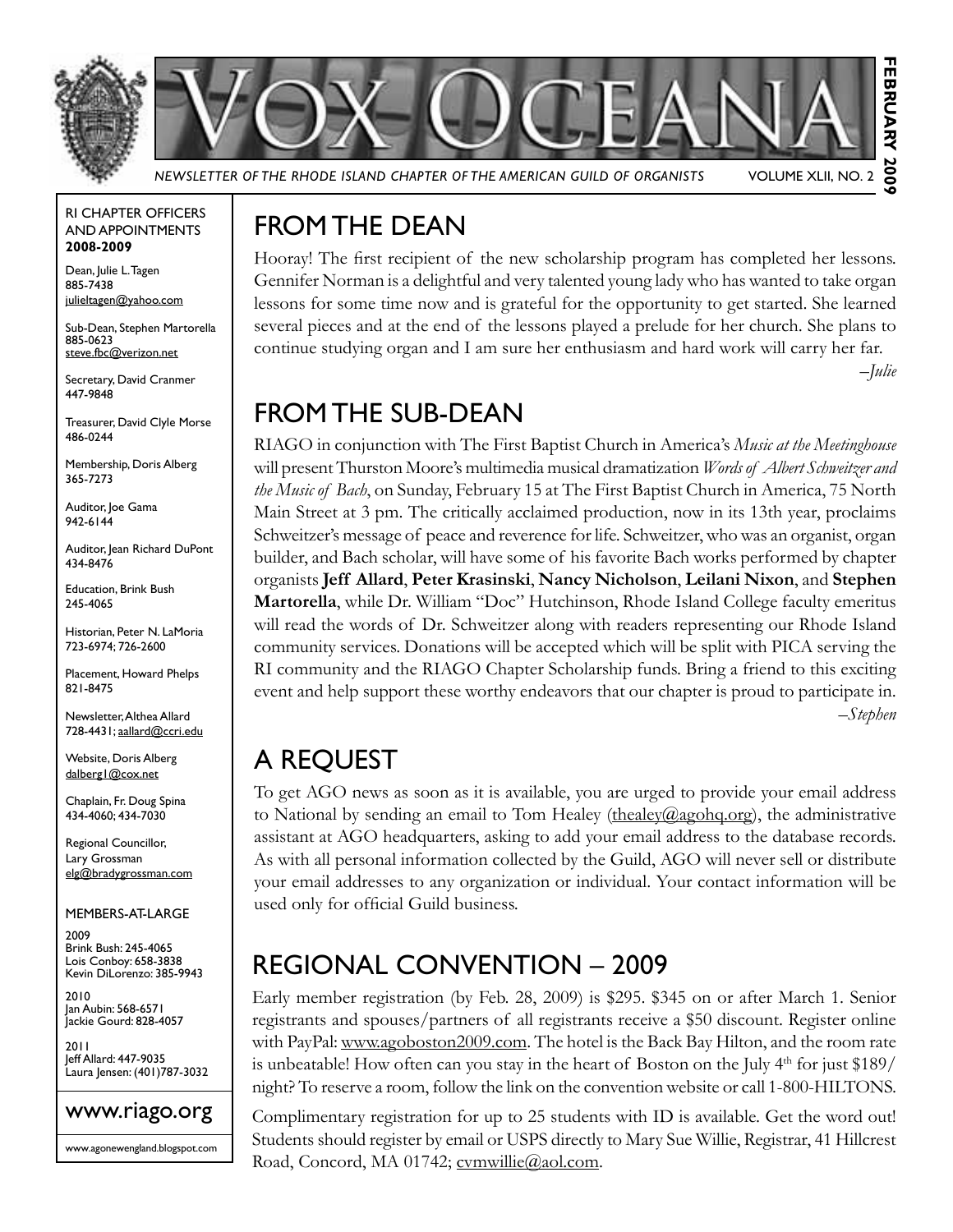# VOX OCEANA

*NEWSLETTER OF THE RHODE ISLAND CHAPTER OF THE AMERICAN GUILD OF ORGANISTS* VOLUME XLII, NO. 2

**FEBRUARY 2009**

RI CHAPTER OFFICERS AND APPOINTMENTS
**2008-2009**

Dean, Julie L. Tagen
885-7438
julieltagen@yahoo.com

Sub-Dean, Stephen Martorella
885-0623
steve.fbc@verizon.net

Secretary, David Cranmer
447-9848

Treasurer, David Clyle Morse
486-0244

Membership, Doris Alberg
365-7273

Auditor, Joe Gama
942-6144

Auditor, Jean Richard DuPont
434-8476

Education, Brink Bush
245-4065

Historian, Peter N. LaMoria
723-6974; 726-2600

Placement, Howard Phelps
821-8475

Newsletter, Althea Allard
728-4431; aallard@ccri.edu

Website, Doris Alberg
dalberg1@cox.net

Chaplain, Fr. Doug Spina
434-4060; 434-7030

Regional Councillor,
Lary Grossman
elg@bradygrossman.com

MEMBERS-AT-LARGE

2009
Brink Bush: 245-4065
Lois Conboy: 658-3838
Kevin DiLorenzo: 385-9943

2010
Jan Aubin: 568-6571
Jackie Gourd: 828-4057

2011
Jeff Allard: 447-9035
Laura Jensen: (401)787-3032

**www.riago.org**

www.agonewengland.blogspot.com

## FROM THE DEAN

Hooray! The first recipient of the new scholarship program has completed her lessons. Gennifer Norman is a delightful and very talented young lady who has wanted to take organ lessons for some time now and is grateful for the opportunity to get started. She learned several pieces and at the end of the lessons played a prelude for her church. She plans to continue studying organ and I am sure her enthusiasm and hard work will carry her far.

*–Julie*

## FROM THE SUB-DEAN

RIAGO in conjunction with The First Baptist Church in America's *Music at the Meetinghouse* will present Thurston Moore's multimedia musical dramatization *Words of Albert Schweitzer and the Music of Bach*, on Sunday, February 15 at The First Baptist Church in America, 75 North Main Street at 3 pm. The critically acclaimed production, now in its 13th year, proclaims Schweitzer's message of peace and reverence for life. Schweitzer, who was an organist, organ builder, and Bach scholar, will have some of his favorite Bach works performed by chapter organists **Jeff Allard**, **Peter Krasinski**, **Nancy Nicholson**, **Leilani Nixon**, and **Stephen Martorella**, while Dr. William "Doc" Hutchinson, Rhode Island College faculty emeritus will read the words of Dr. Schweitzer along with readers representing our Rhode Island community services. Donations will be accepted which will be split with PICA serving the RI community and the RIAGO Chapter Scholarship funds. Bring a friend to this exciting event and help support these worthy endeavors that our chapter is proud to participate in.

*–Stephen*

## A REQUEST

To get AGO news as soon as it is available, you are urged to provide your email address to National by sending an email to Tom Healey (thealey@agohq.org), the administrative assistant at AGO headquarters, asking to add your email address to the database records. As with all personal information collected by the Guild, AGO will never sell or distribute your email addresses to any organization or individual. Your contact information will be used only for official Guild business.

## REGIONAL CONVENTION – 2009

Early member registration (by Feb. 28, 2009) is $295. $345 on or after March 1. Senior registrants and spouses/partners of all registrants receive a $50 discount. Register online with PayPal: www.agoboston2009.com. The hotel is the Back Bay Hilton, and the room rate is unbeatable! How often can you stay in the heart of Boston on the July 4th for just $189/night? To reserve a room, follow the link on the convention website or call 1-800-HILTONS.

Complimentary registration for up to 25 students with ID is available. Get the word out! Students should register by email or USPS directly to Mary Sue Willie, Registrar, 41 Hillcrest Road, Concord, MA 01742; cvmwillie@aol.com.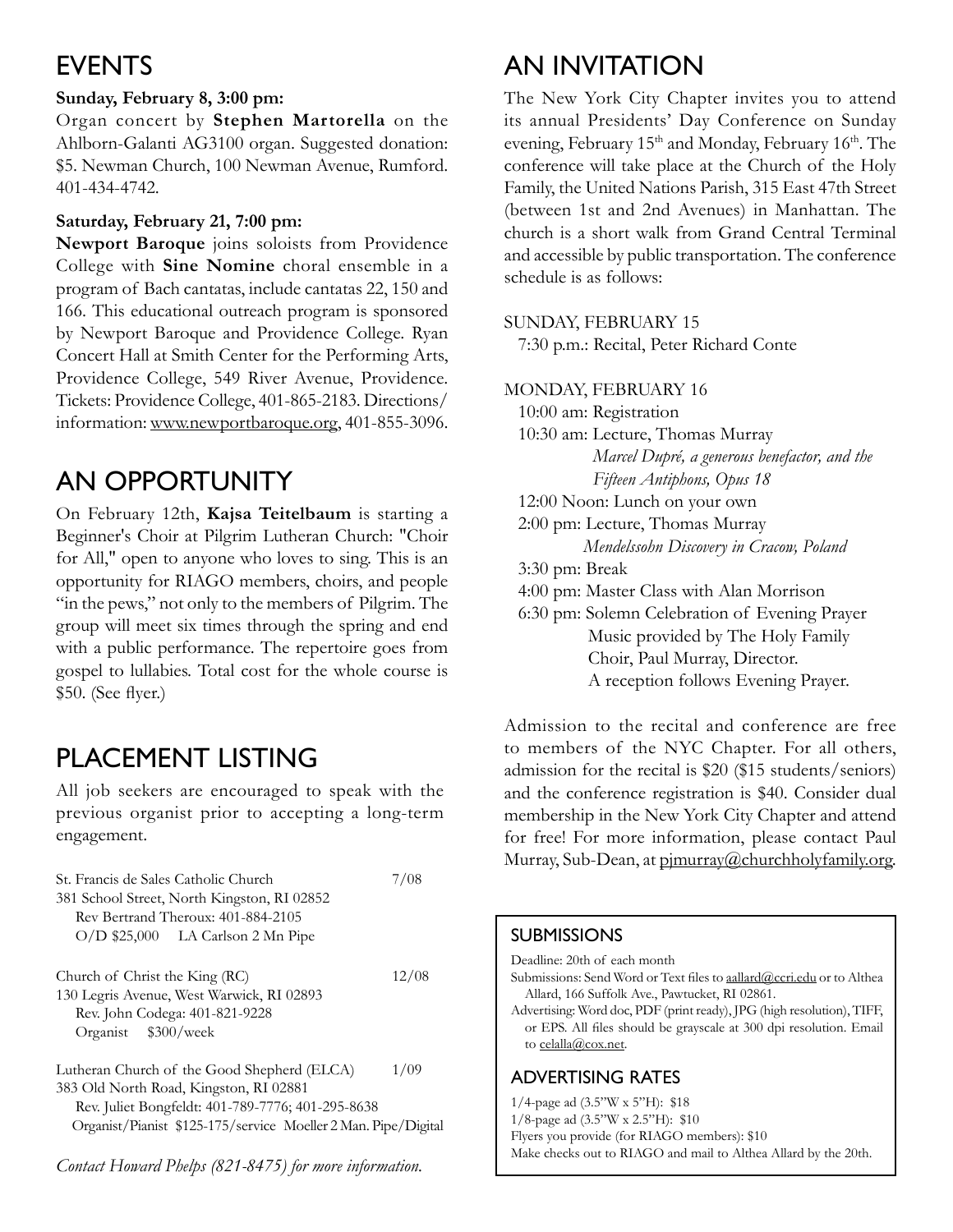## EVENTS

**Sunday, February 8, 3:00 pm:**
Organ concert by **Stephen Martorella** on the Ahlborn-Galanti AG3100 organ. Suggested donation: $5. Newman Church, 100 Newman Avenue, Rumford. 401-434-4742.

**Saturday, February 21, 7:00 pm:**
**Newport Baroque** joins soloists from Providence College with **Sine Nomine** choral ensemble in a program of Bach cantatas, include cantatas 22, 150 and 166. This educational outreach program is sponsored by Newport Baroque and Providence College. Ryan Concert Hall at Smith Center for the Performing Arts, Providence College, 549 River Avenue, Providence. Tickets: Providence College, 401-865-2183. Directions/ information: www.newportbaroque.org, 401-855-3096.

## AN OPPORTUNITY

On February 12th, **Kajsa Teitelbaum** is starting a Beginner's Choir at Pilgrim Lutheran Church: "Choir for All," open to anyone who loves to sing. This is an opportunity for RIAGO members, choirs, and people "in the pews," not only to the members of Pilgrim. The group will meet six times through the spring and end with a public performance. The repertoire goes from gospel to lullabies. Total cost for the whole course is $50. (See flyer.)

## PLACEMENT LISTING

All job seekers are encouraged to speak with the previous organist prior to accepting a long-term engagement.

St. Francis de Sales Catholic Church — 7/08
381 School Street, North Kingston, RI 02852
Rev Bertrand Theroux: 401-884-2105
O/D $25,000 LA Carlson 2 Mn Pipe

Church of Christ the King (RC) — 12/08
130 Legris Avenue, West Warwick, RI 02893
Rev. John Codega: 401-821-9228
Organist $300/week

Lutheran Church of the Good Shepherd (ELCA) — 1/09
383 Old North Road, Kingston, RI 02881
Rev. Juliet Bongfeldt: 401-789-7776; 401-295-8638
Organist/Pianist $125-175/service Moeller 2 Man. Pipe/Digital

*Contact Howard Phelps (821-8475) for more information.*

## AN INVITATION

The New York City Chapter invites you to attend its annual Presidents' Day Conference on Sunday evening, February 15th and Monday, February 16th. The conference will take place at the Church of the Holy Family, the United Nations Parish, 315 East 47th Street (between 1st and 2nd Avenues) in Manhattan. The church is a short walk from Grand Central Terminal and accessible by public transportation. The conference schedule is as follows:

SUNDAY, FEBRUARY 15
7:30 p.m.: Recital, Peter Richard Conte

MONDAY, FEBRUARY 16
10:00 am: Registration
10:30 am: Lecture, Thomas Murray
*Marcel Dupré, a generous benefactor, and the Fifteen Antiphons, Opus 18*
12:00 Noon: Lunch on your own
2:00 pm: Lecture, Thomas Murray
*Mendelssohn Discovery in Cracow, Poland*
3:30 pm: Break
4:00 pm: Master Class with Alan Morrison
6:30 pm: Solemn Celebration of Evening Prayer
Music provided by The Holy Family Choir, Paul Murray, Director.
A reception follows Evening Prayer.

Admission to the recital and conference are free to members of the NYC Chapter. For all others, admission for the recital is $20 ($15 students/seniors) and the conference registration is $40. Consider dual membership in the New York City Chapter and attend for free! For more information, please contact Paul Murray, Sub-Dean, at pjmurray@churchholyfamily.org.

### SUBMISSIONS

Deadline: 20th of each month
Submissions: Send Word or Text files to aallard@ccri.edu or to Althea Allard, 166 Suffolk Ave., Pawtucket, RI 02861.
Advertising: Word doc, PDF (print ready), JPG (high resolution), TIFF, or EPS. All files should be grayscale at 300 dpi resolution. Email to celalla@cox.net.

### ADVERTISING RATES

1/4-page ad (3.5"W x 5"H): $18
1/8-page ad (3.5"W x 2.5"H): $10
Flyers you provide (for RIAGO members): $10
Make checks out to RIAGO and mail to Althea Allard by the 20th.